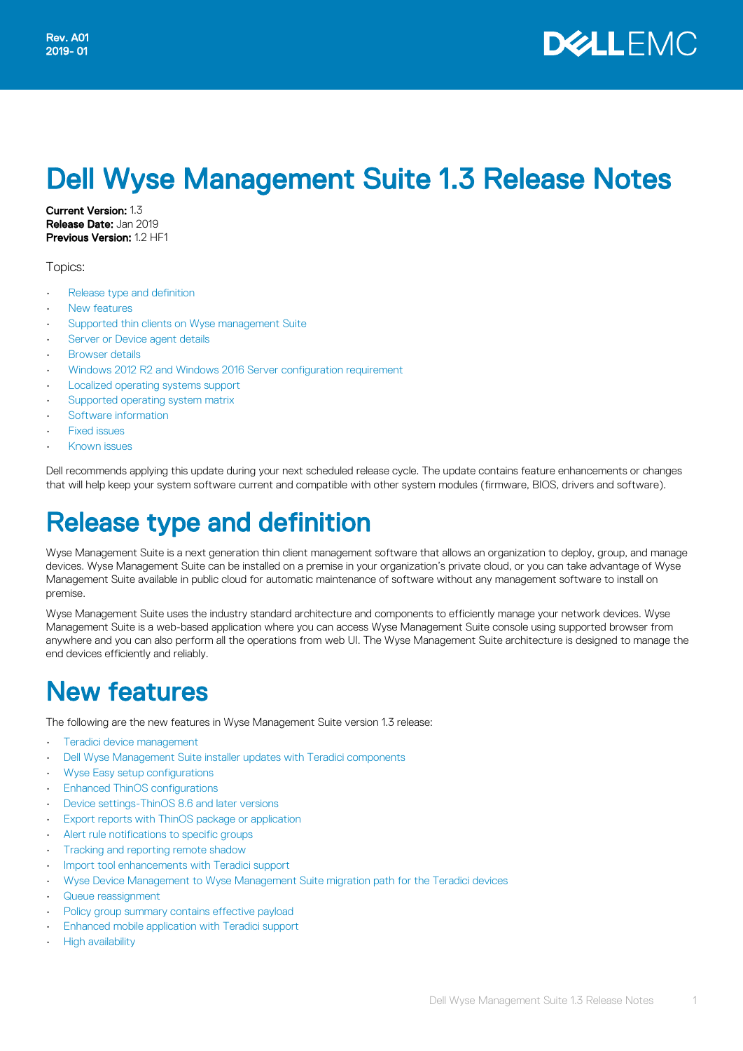Rev. A01
2019- 01

# Dell Wyse Management Suite 1.3 Release Notes

**Current Version:** 1.3
**Release Date:** Jan 2019
**Previous Version:** 1.2 HF1

Topics:

- Release type and definition
- New features
- Supported thin clients on Wyse management Suite
- Server or Device agent details
- Browser details
- Windows 2012 R2 and Windows 2016 Server configuration requirement
- Localized operating systems support
- Supported operating system matrix
- Software information
- Fixed issues
- Known issues

Dell recommends applying this update during your next scheduled release cycle. The update contains feature enhancements or changes that will help keep your system software current and compatible with other system modules (firmware, BIOS, drivers and software).

# Release type and definition

Wyse Management Suite is a next generation thin client management software that allows an organization to deploy, group, and manage devices. Wyse Management Suite can be installed on a premise in your organization's private cloud, or you can take advantage of Wyse Management Suite available in public cloud for automatic maintenance of software without any management software to install on premise.

Wyse Management Suite uses the industry standard architecture and components to efficiently manage your network devices. Wyse Management Suite is a web-based application where you can access Wyse Management Suite console using supported browser from anywhere and you can also perform all the operations from web UI. The Wyse Management Suite architecture is designed to manage the end devices efficiently and reliably.

# New features

The following are the new features in Wyse Management Suite version 1.3 release:

- Teradici device management
- Dell Wyse Management Suite installer updates with Teradici components
- Wyse Easy setup configurations
- Enhanced ThinOS configurations
- Device settings-ThinOS 8.6 and later versions
- Export reports with ThinOS package or application
- Alert rule notifications to specific groups
- Tracking and reporting remote shadow
- Import tool enhancements with Teradici support
- Wyse Device Management to Wyse Management Suite migration path for the Teradici devices
- Queue reassignment
- Policy group summary contains effective payload
- Enhanced mobile application with Teradici support
- High availability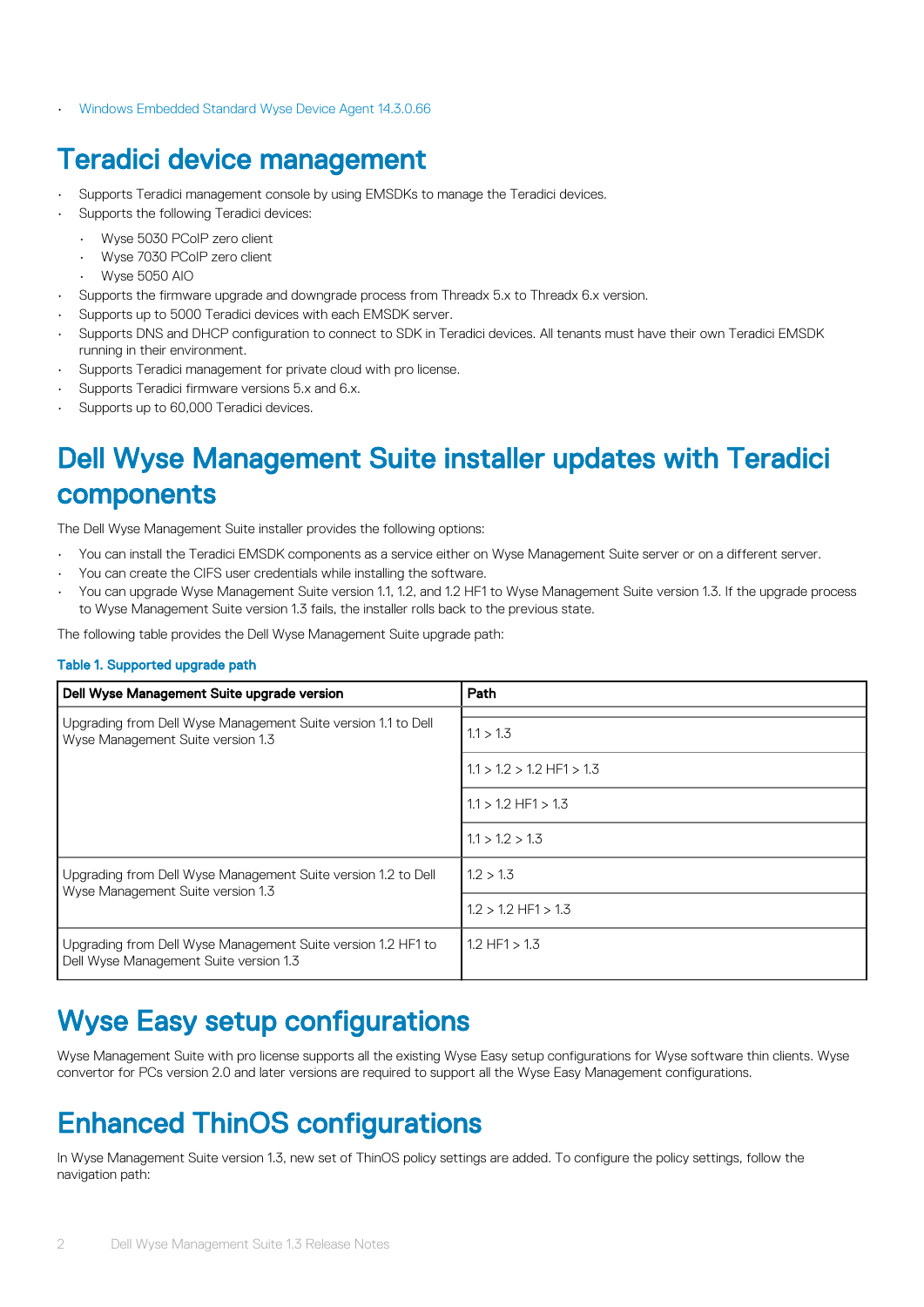- Windows Embedded Standard Wyse Device Agent 14.3.0.66

# Teradici device management

- Supports Teradici management console by using EMSDKs to manage the Teradici devices.
- Supports the following Teradici devices:
  - Wyse 5030 PCoIP zero client
  - Wyse 7030 PCoIP zero client
  - Wyse 5050 AIO
- Supports the firmware upgrade and downgrade process from Threadx 5.x to Threadx 6.x version.
- Supports up to 5000 Teradici devices with each EMSDK server.
- Supports DNS and DHCP configuration to connect to SDK in Teradici devices. All tenants must have their own Teradici EMSDK running in their environment.
- Supports Teradici management for private cloud with pro license.
- Supports Teradici firmware versions 5.x and 6.x.
- Supports up to 60,000 Teradici devices.

# Dell Wyse Management Suite installer updates with Teradici components

The Dell Wyse Management Suite installer provides the following options:

- You can install the Teradici EMSDK components as a service either on Wyse Management Suite server or on a different server.
- You can create the CIFS user credentials while installing the software.
- You can upgrade Wyse Management Suite version 1.1, 1.2, and 1.2 HF1 to Wyse Management Suite version 1.3. If the upgrade process to Wyse Management Suite version 1.3 fails, the installer rolls back to the previous state.

The following table provides the Dell Wyse Management Suite upgrade path:

**Table 1. Supported upgrade path**

| Dell Wyse Management Suite upgrade version | Path |
| --- | --- |
| Upgrading from Dell Wyse Management Suite version 1.1 to Dell Wyse Management Suite version 1.3 | 1.1 > 1.3 |
| | 1.1 > 1.2 > 1.2 HF1 > 1.3 |
| | 1.1 > 1.2 HF1 > 1.3 |
| | 1.1 > 1.2 > 1.3 |
| Upgrading from Dell Wyse Management Suite version 1.2 to Dell Wyse Management Suite version 1.3 | 1.2 > 1.3 |
| | 1.2 > 1.2 HF1 > 1.3 |
| Upgrading from Dell Wyse Management Suite version 1.2 HF1 to Dell Wyse Management Suite version 1.3 | 1.2 HF1 > 1.3 |

# Wyse Easy setup configurations

Wyse Management Suite with pro license supports all the existing Wyse Easy setup configurations for Wyse software thin clients. Wyse convertor for PCs version 2.0 and later versions are required to support all the Wyse Easy Management configurations.

# Enhanced ThinOS configurations

In Wyse Management Suite version 1.3, new set of ThinOS policy settings are added. To configure the policy settings, follow the navigation path: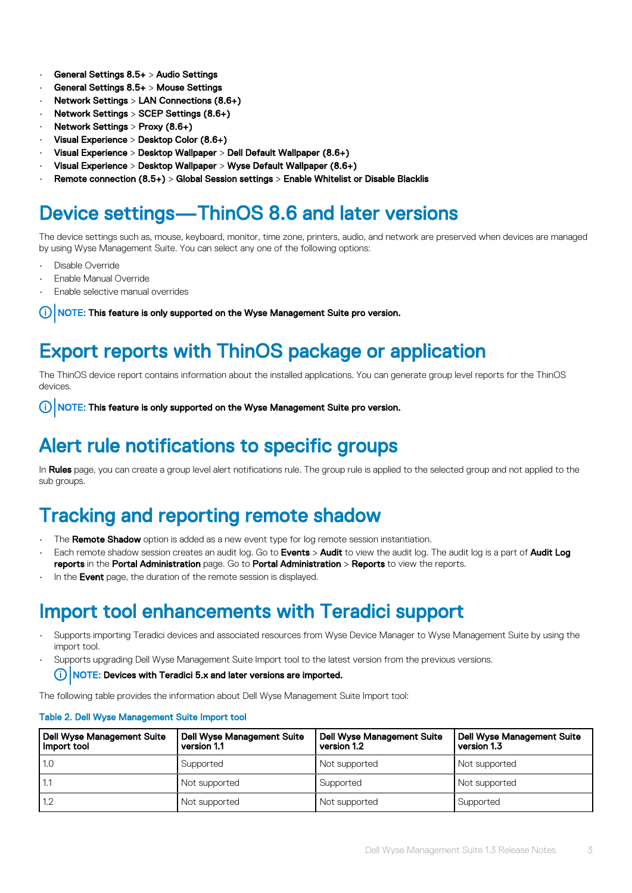- **General Settings 8.5+** > **Audio Settings**
- **General Settings 8.5+** > **Mouse Settings**
- **Network Settings** > **LAN Connections (8.6+)**
- **Network Settings** > **SCEP Settings (8.6+)**
- **Network Settings** > **Proxy (8.6+)**
- **Visual Experience** > **Desktop Color (8.6+)**
- **Visual Experience** > **Desktop Wallpaper** > **Dell Default Wallpaper (8.6+)**
- **Visual Experience** > **Desktop Wallpaper** > **Wyse Default Wallpaper (8.6+)**
- **Remote connection (8.5+)** > **Global Session settings** > **Enable Whitelist or Disable Blacklis**

# Device settings—ThinOS 8.6 and later versions

The device settings such as, mouse, keyboard, monitor, time zone, printers, audio, and network are preserved when devices are managed by using Wyse Management Suite. You can select any one of the following options:

- Disable Override
- Enable Manual Override
- Enable selective manual overrides

**NOTE: This feature is only supported on the Wyse Management Suite pro version.**

# Export reports with ThinOS package or application

The ThinOS device report contains information about the installed applications. You can generate group level reports for the ThinOS devices.

**NOTE: This feature is only supported on the Wyse Management Suite pro version.**

# Alert rule notifications to specific groups

In **Rules** page, you can create a group level alert notifications rule. The group rule is applied to the selected group and not applied to the sub groups.

# Tracking and reporting remote shadow

- The **Remote Shadow** option is added as a new event type for log remote session instantiation.
- Each remote shadow session creates an audit log. Go to **Events** > **Audit** to view the audit log. The audit log is a part of **Audit Log reports** in the **Portal Administration** page. Go to **Portal Administration** > **Reports** to view the reports.
- In the **Event** page, the duration of the remote session is displayed.

# Import tool enhancements with Teradici support

- Supports importing Teradici devices and associated resources from Wyse Device Manager to Wyse Management Suite by using the import tool.
- Supports upgrading Dell Wyse Management Suite Import tool to the latest version from the previous versions.

  **NOTE: Devices with Teradici 5.x and later versions are imported.**

The following table provides the information about Dell Wyse Management Suite Import tool:

Table 2. Dell Wyse Management Suite Import tool

| Dell Wyse Management Suite Import tool | Dell Wyse Management Suite version 1.1 | Dell Wyse Management Suite version 1.2 | Dell Wyse Management Suite version 1.3 |
|---|---|---|---|
| 1.0 | Supported | Not supported | Not supported |
| 1.1 | Not supported | Supported | Not supported |
| 1.2 | Not supported | Not supported | Supported |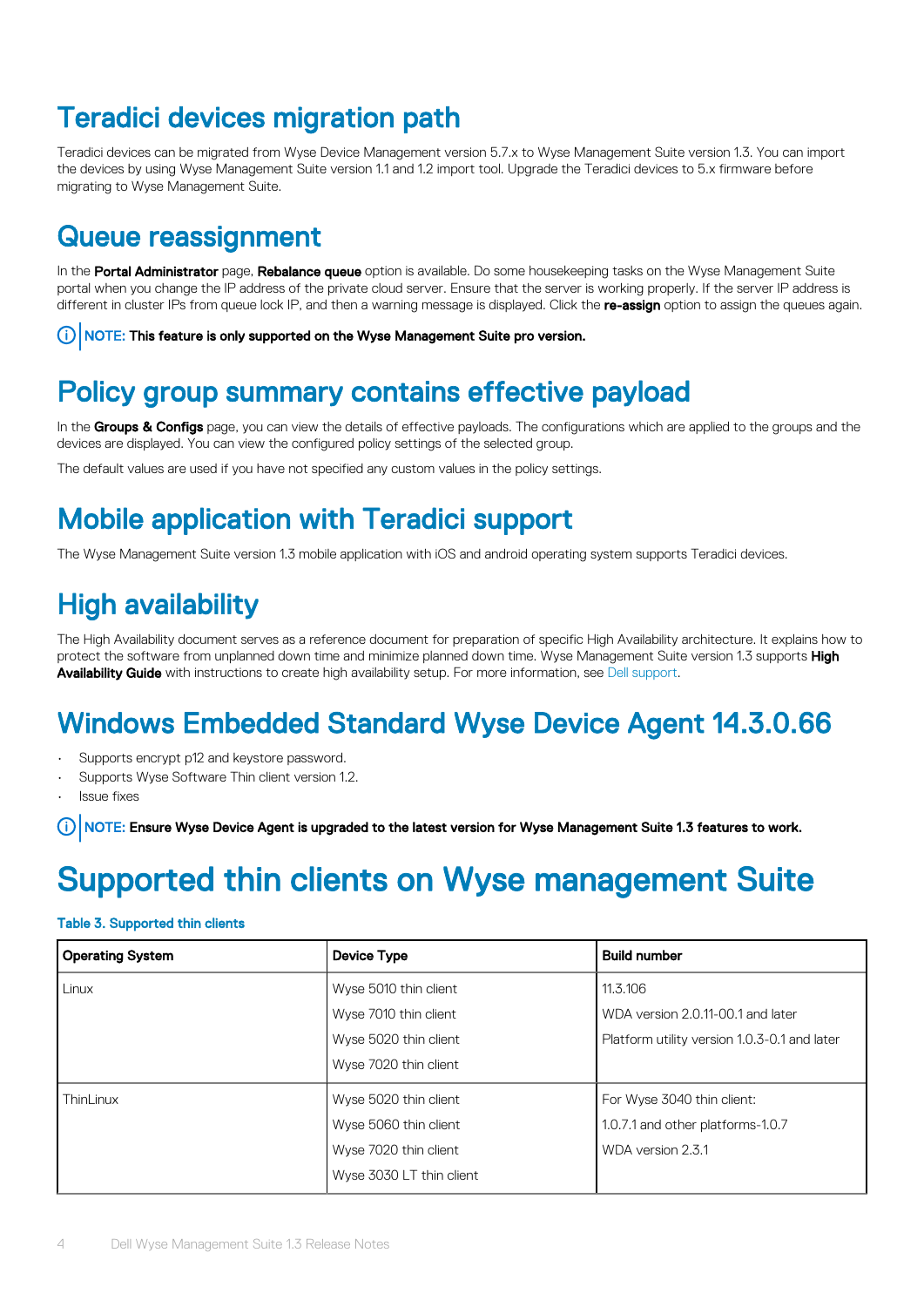# Teradici devices migration path

Teradici devices can be migrated from Wyse Device Management version 5.7.x to Wyse Management Suite version 1.3. You can import the devices by using Wyse Management Suite version 1.1 and 1.2 import tool. Upgrade the Teradici devices to 5.x firmware before migrating to Wyse Management Suite.

# Queue reassignment

In the **Portal Administrator** page, **Rebalance queue** option is available. Do some housekeeping tasks on the Wyse Management Suite portal when you change the IP address of the private cloud server. Ensure that the server is working properly. If the server IP address is different in cluster IPs from queue lock IP, and then a warning message is displayed. Click the **re-assign** option to assign the queues again.

**NOTE: This feature is only supported on the Wyse Management Suite pro version.**

# Policy group summary contains effective payload

In the **Groups & Configs** page, you can view the details of effective payloads. The configurations which are applied to the groups and the devices are displayed. You can view the configured policy settings of the selected group.

The default values are used if you have not specified any custom values in the policy settings.

# Mobile application with Teradici support

The Wyse Management Suite version 1.3 mobile application with iOS and android operating system supports Teradici devices.

# High availability

The High Availability document serves as a reference document for preparation of specific High Availability architecture. It explains how to protect the software from unplanned down time and minimize planned down time. Wyse Management Suite version 1.3 supports **High Availability Guide** with instructions to create high availability setup. For more information, see Dell support.

# Windows Embedded Standard Wyse Device Agent 14.3.0.66

- Supports encrypt p12 and keystore password.
- Supports Wyse Software Thin client version 1.2.
- Issue fixes

**NOTE: Ensure Wyse Device Agent is upgraded to the latest version for Wyse Management Suite 1.3 features to work.**

# Supported thin clients on Wyse management Suite

**Table 3. Supported thin clients**

| Operating System | Device Type | Build number |
|---|---|---|
| Linux | Wyse 5010 thin client<br>Wyse 7010 thin client<br>Wyse 5020 thin client<br>Wyse 7020 thin client | 11.3.106<br>WDA version 2.0.11-00.1 and later<br>Platform utility version 1.0.3-0.1 and later |
| ThinLinux | Wyse 5020 thin client<br>Wyse 5060 thin client<br>Wyse 7020 thin client<br>Wyse 3030 LT thin client | For Wyse 3040 thin client:<br>1.0.7.1 and other platforms-1.0.7<br>WDA version 2.3.1 |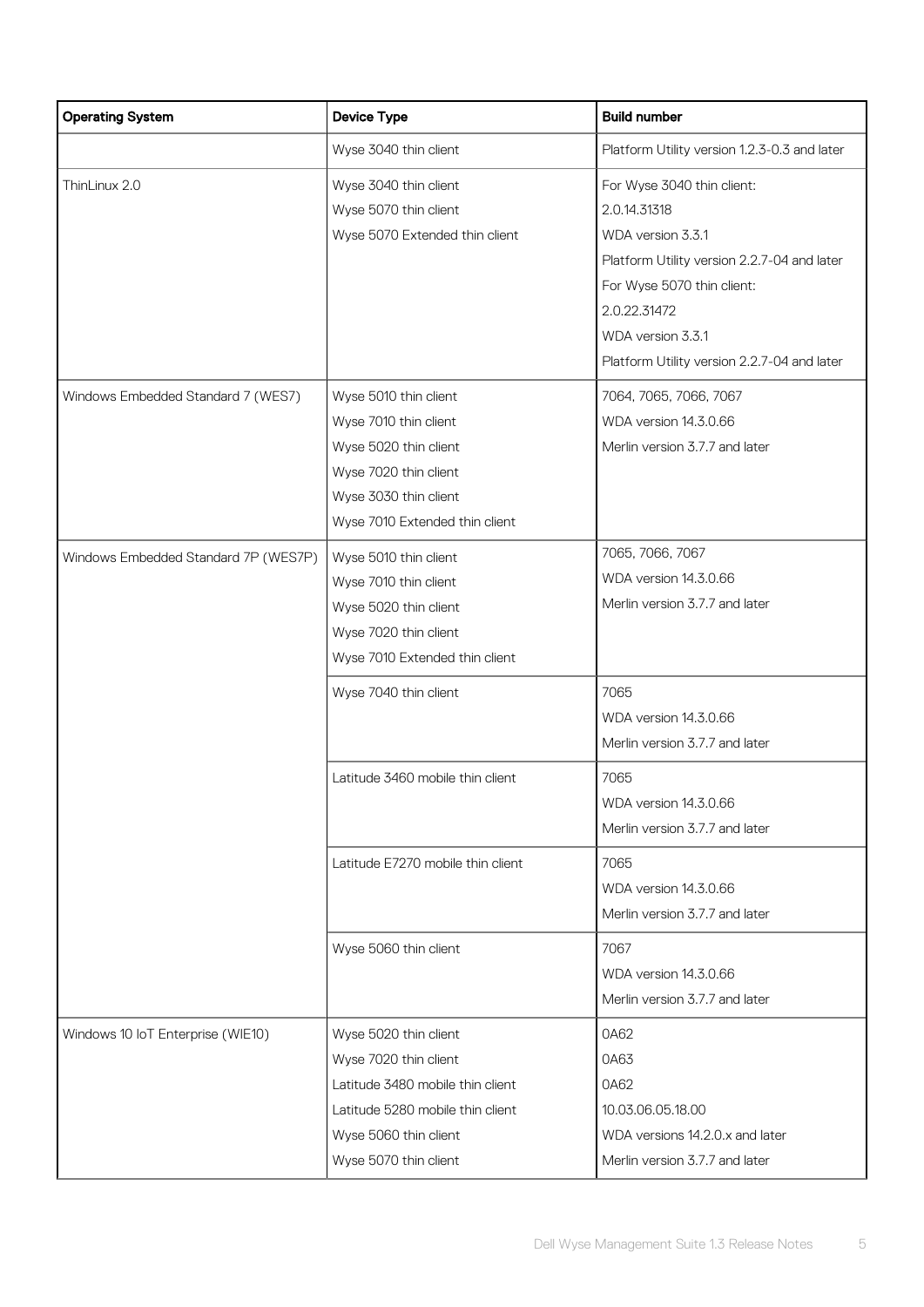| Operating System | Device Type | Build number |
| --- | --- | --- |
| | Wyse 3040 thin client | Platform Utility version 1.2.3-0.3 and later |
| ThinLinux 2.0 | Wyse 3040 thin client<br>Wyse 5070 thin client<br>Wyse 5070 Extended thin client | For Wyse 3040 thin client:<br>2.0.14.31318<br>WDA version 3.3.1<br>Platform Utility version 2.2.7-04 and later<br>For Wyse 5070 thin client:<br>2.0.22.31472<br>WDA version 3.3.1<br>Platform Utility version 2.2.7-04 and later |
| Windows Embedded Standard 7 (WES7) | Wyse 5010 thin client<br>Wyse 7010 thin client<br>Wyse 5020 thin client<br>Wyse 7020 thin client<br>Wyse 3030 thin client<br>Wyse 7010 Extended thin client | 7064, 7065, 7066, 7067<br>WDA version 14.3.0.66<br>Merlin version 3.7.7 and later |
| Windows Embedded Standard 7P (WES7P) | Wyse 5010 thin client<br>Wyse 7010 thin client<br>Wyse 5020 thin client<br>Wyse 7020 thin client<br>Wyse 7010 Extended thin client | 7065, 7066, 7067<br>WDA version 14.3.0.66<br>Merlin version 3.7.7 and later |
| | Wyse 7040 thin client | 7065<br>WDA version 14.3.0.66<br>Merlin version 3.7.7 and later |
| | Latitude 3460 mobile thin client | 7065<br>WDA version 14.3.0.66<br>Merlin version 3.7.7 and later |
| | Latitude E7270 mobile thin client | 7065<br>WDA version 14.3.0.66<br>Merlin version 3.7.7 and later |
| | Wyse 5060 thin client | 7067<br>WDA version 14.3.0.66<br>Merlin version 3.7.7 and later |
| Windows 10 IoT Enterprise (WIE10) | Wyse 5020 thin client<br>Wyse 7020 thin client<br>Latitude 3480 mobile thin client<br>Latitude 5280 mobile thin client<br>Wyse 5060 thin client<br>Wyse 5070 thin client | 0A62<br>0A63<br>0A62<br>10.03.06.05.18.00<br>WDA versions 14.2.0.x and later<br>Merlin version 3.7.7 and later |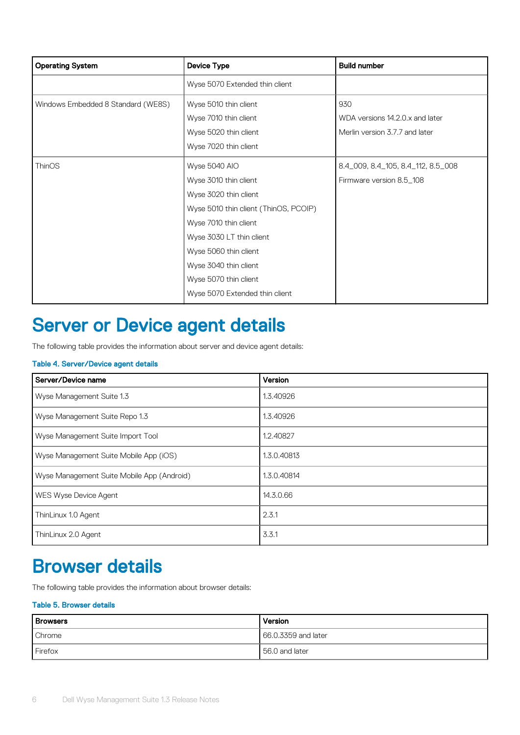| Operating System | Device Type | Build number |
| --- | --- | --- |
| | Wyse 5070 Extended thin client | |
| Windows Embedded 8 Standard (WE8S) | Wyse 5010 thin client<br>Wyse 7010 thin client<br>Wyse 5020 thin client<br>Wyse 7020 thin client | 930<br>WDA versions 14.2.0.x and later<br>Merlin version 3.7.7 and later |
| ThinOS | Wyse 5040 AIO<br>Wyse 3010 thin client<br>Wyse 3020 thin client<br>Wyse 5010 thin client (ThinOS, PCOIP)<br>Wyse 7010 thin client<br>Wyse 3030 LT thin client<br>Wyse 5060 thin client<br>Wyse 3040 thin client<br>Wyse 5070 thin client<br>Wyse 5070 Extended thin client | 8.4_009, 8.4_105, 8.4_112, 8.5_008<br>Firmware version 8.5_108 |

# Server or Device agent details

The following table provides the information about server and device agent details:

**Table 4. Server/Device agent details**

| Server/Device name | Version |
| --- | --- |
| Wyse Management Suite 1.3 | 1.3.40926 |
| Wyse Management Suite Repo 1.3 | 1.3.40926 |
| Wyse Management Suite Import Tool | 1.2.40827 |
| Wyse Management Suite Mobile App (iOS) | 1.3.0.40813 |
| Wyse Management Suite Mobile App (Android) | 1.3.0.40814 |
| WES Wyse Device Agent | 14.3.0.66 |
| ThinLinux 1.0 Agent | 2.3.1 |
| ThinLinux 2.0 Agent | 3.3.1 |

# Browser details

The following table provides the information about browser details:

**Table 5. Browser details**

| Browsers | Version |
| --- | --- |
| Chrome | 66.0.3359 and later |
| Firefox | 56.0 and later |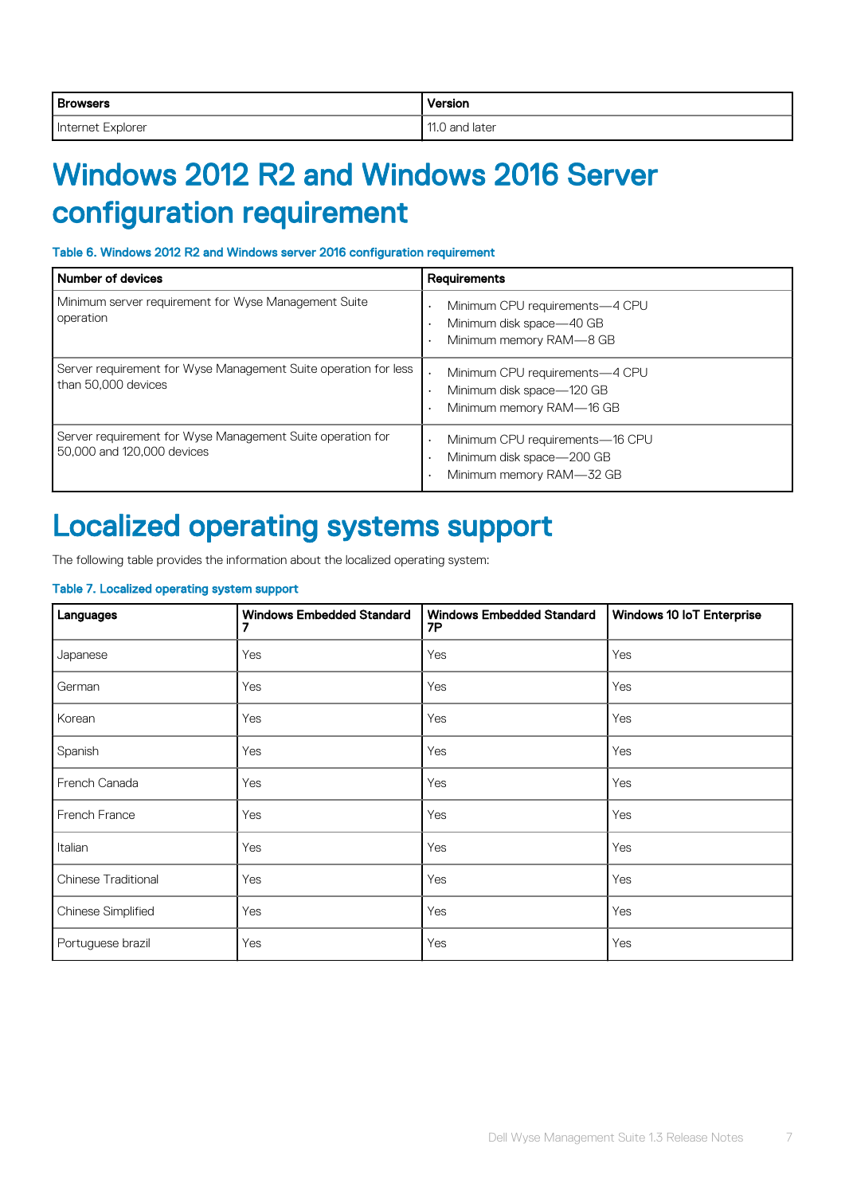| Browsers | Version |
| --- | --- |
| Internet Explorer | 11.0 and later |

# Windows 2012 R2 and Windows 2016 Server configuration requirement

Table 6. Windows 2012 R2 and Windows server 2016 configuration requirement

| Number of devices | Requirements |
| --- | --- |
| Minimum server requirement for Wyse Management Suite operation | • Minimum CPU requirements—4 CPU<br>• Minimum disk space—40 GB<br>• Minimum memory RAM—8 GB |
| Server requirement for Wyse Management Suite operation for less than 50,000 devices | • Minimum CPU requirements—4 CPU<br>• Minimum disk space—120 GB<br>• Minimum memory RAM—16 GB |
| Server requirement for Wyse Management Suite operation for 50,000 and 120,000 devices | • Minimum CPU requirements—16 CPU<br>• Minimum disk space—200 GB<br>• Minimum memory RAM—32 GB |

# Localized operating systems support

The following table provides the information about the localized operating system:

Table 7. Localized operating system support

| Languages | Windows Embedded Standard 7 | Windows Embedded Standard 7P | Windows 10 IoT Enterprise |
| --- | --- | --- | --- |
| Japanese | Yes | Yes | Yes |
| German | Yes | Yes | Yes |
| Korean | Yes | Yes | Yes |
| Spanish | Yes | Yes | Yes |
| French Canada | Yes | Yes | Yes |
| French France | Yes | Yes | Yes |
| Italian | Yes | Yes | Yes |
| Chinese Traditional | Yes | Yes | Yes |
| Chinese Simplified | Yes | Yes | Yes |
| Portuguese brazil | Yes | Yes | Yes |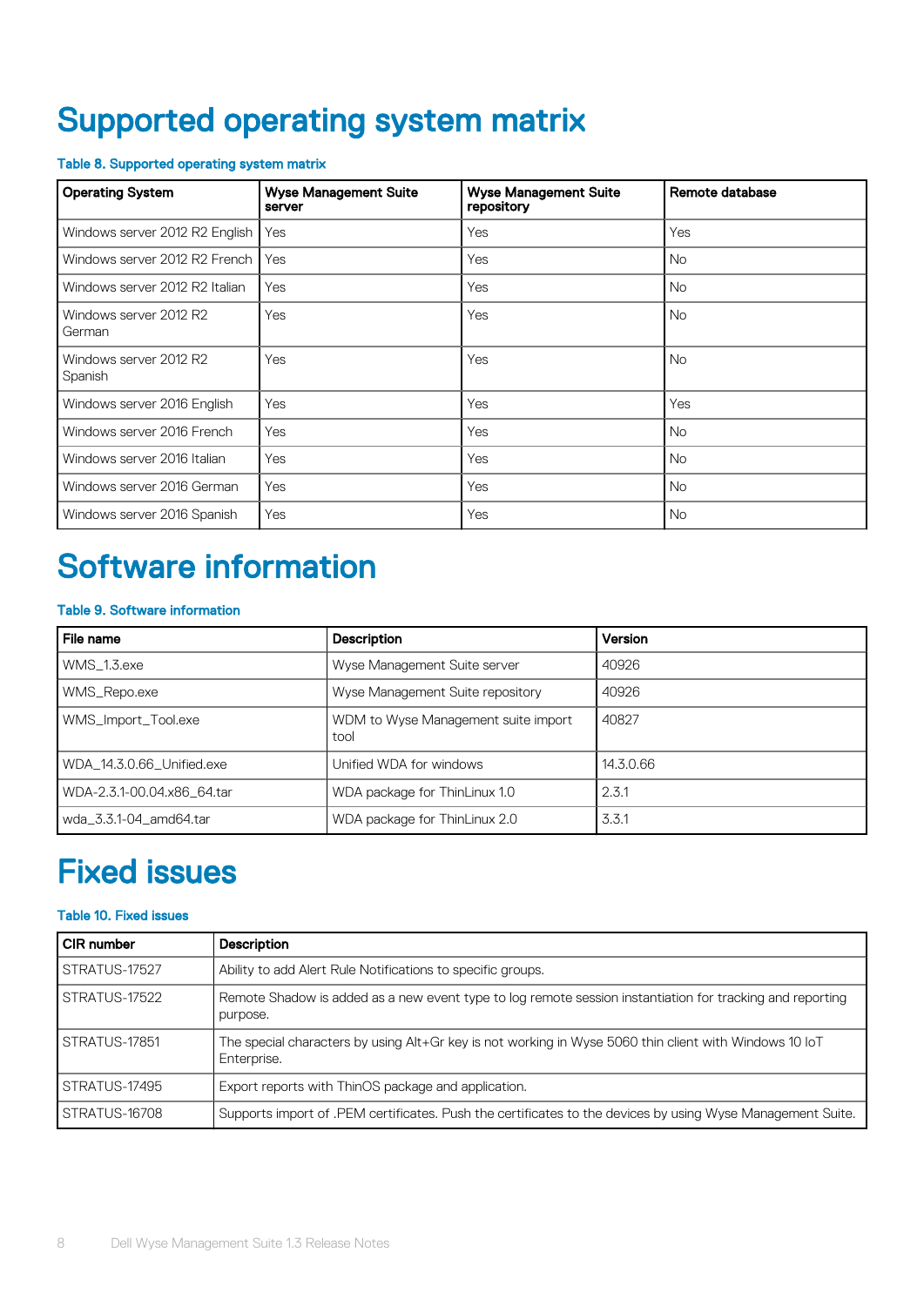# Supported operating system matrix

**Table 8. Supported operating system matrix**

| Operating System | Wyse Management Suite server | Wyse Management Suite repository | Remote database |
|---|---|---|---|
| Windows server 2012 R2 English | Yes | Yes | Yes |
| Windows server 2012 R2 French | Yes | Yes | No |
| Windows server 2012 R2 Italian | Yes | Yes | No |
| Windows server 2012 R2 German | Yes | Yes | No |
| Windows server 2012 R2 Spanish | Yes | Yes | No |
| Windows server 2016 English | Yes | Yes | Yes |
| Windows server 2016 French | Yes | Yes | No |
| Windows server 2016 Italian | Yes | Yes | No |
| Windows server 2016 German | Yes | Yes | No |
| Windows server 2016 Spanish | Yes | Yes | No |

# Software information

**Table 9. Software information**

| File name | Description | Version |
|---|---|---|
| WMS_1.3.exe | Wyse Management Suite server | 40926 |
| WMS_Repo.exe | Wyse Management Suite repository | 40926 |
| WMS_Import_Tool.exe | WDM to Wyse Management suite import tool | 40827 |
| WDA_14.3.0.66_Unified.exe | Unified WDA for windows | 14.3.0.66 |
| WDA-2.3.1-00.04.x86_64.tar | WDA package for ThinLinux 1.0 | 2.3.1 |
| wda_3.3.1-04_amd64.tar | WDA package for ThinLinux 2.0 | 3.3.1 |

# Fixed issues

**Table 10. Fixed issues**

| CIR number | Description |
|---|---|
| STRATUS-17527 | Ability to add Alert Rule Notifications to specific groups. |
| STRATUS-17522 | Remote Shadow is added as a new event type to log remote session instantiation for tracking and reporting purpose. |
| STRATUS-17851 | The special characters by using Alt+Gr key is not working in Wyse 5060 thin client with Windows 10 IoT Enterprise. |
| STRATUS-17495 | Export reports with ThinOS package and application. |
| STRATUS-16708 | Supports import of .PEM certificates. Push the certificates to the devices by using Wyse Management Suite. |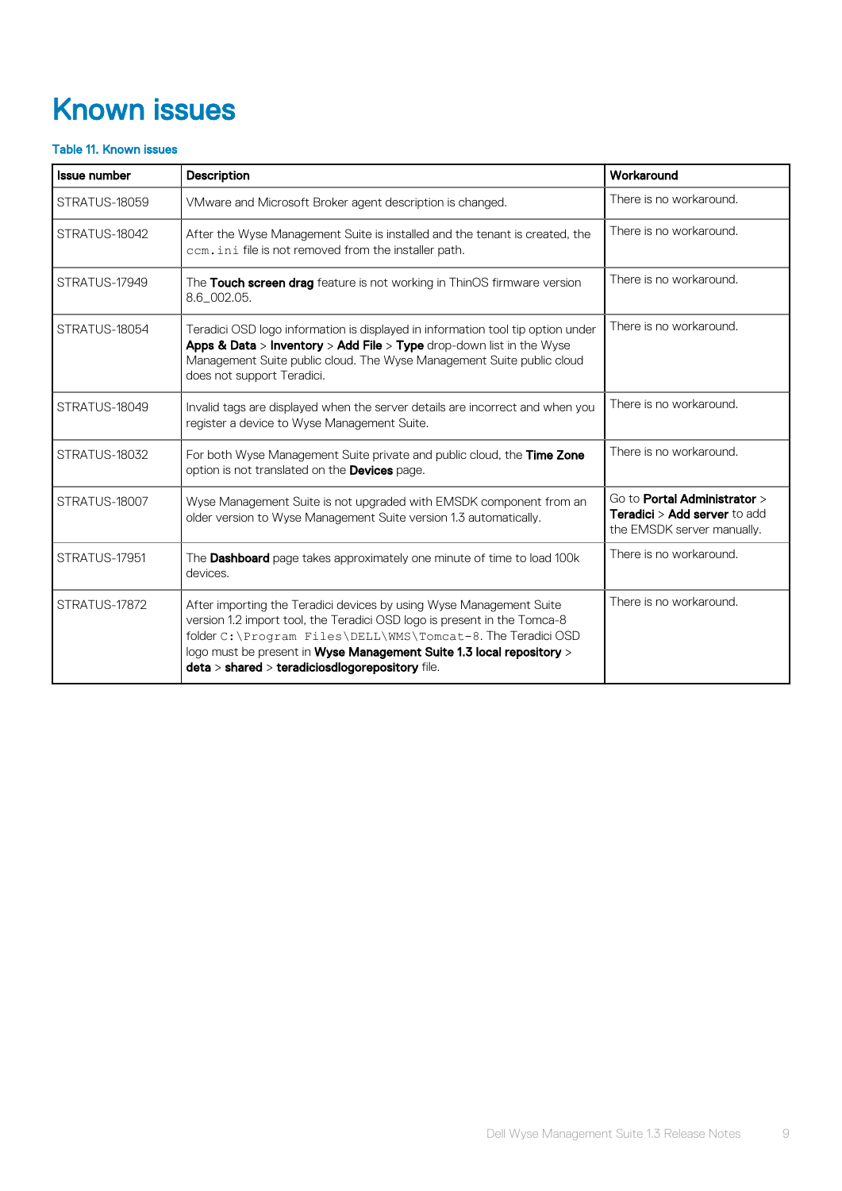# Known issues

**Table 11. Known issues**

| Issue number | Description | Workaround |
|---|---|---|
| STRATUS-18059 | VMware and Microsoft Broker agent description is changed. | There is no workaround. |
| STRATUS-18042 | After the Wyse Management Suite is installed and the tenant is created, the `ccm.ini` file is not removed from the installer path. | There is no workaround. |
| STRATUS-17949 | The **Touch screen drag** feature is not working in ThinOS firmware version 8.6_002.05. | There is no workaround. |
| STRATUS-18054 | Teradici OSD logo information is displayed in information tool tip option under **Apps & Data** > **Inventory** > **Add File** > **Type** drop-down list in the Wyse Management Suite public cloud. The Wyse Management Suite public cloud does not support Teradici. | There is no workaround. |
| STRATUS-18049 | Invalid tags are displayed when the server details are incorrect and when you register a device to Wyse Management Suite. | There is no workaround. |
| STRATUS-18032 | For both Wyse Management Suite private and public cloud, the **Time Zone** option is not translated on the **Devices** page. | There is no workaround. |
| STRATUS-18007 | Wyse Management Suite is not upgraded with EMSDK component from an older version to Wyse Management Suite version 1.3 automatically. | Go to **Portal Administrator** > **Teradici** > **Add server** to add the EMSDK server manually. |
| STRATUS-17951 | The **Dashboard** page takes approximately one minute of time to load 100k devices. | There is no workaround. |
| STRATUS-17872 | After importing the Teradici devices by using Wyse Management Suite version 1.2 import tool, the Teradici OSD logo is present in the Tomca-8 folder `C:\Program Files\DELL\WMS\Tomcat-8`. The Teradici OSD logo must be present in **Wyse Management Suite 1.3 local repository** > **deta** > **shared** > **teradiciosdlogorepository** file. | There is no workaround. |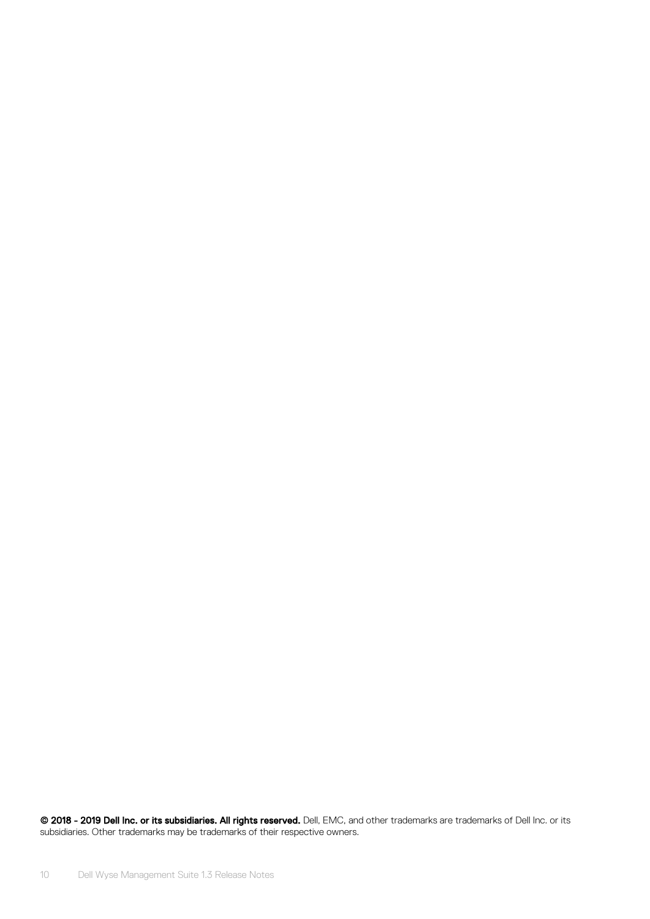**© 2018 - 2019 Dell Inc. or its subsidiaries. All rights reserved.** Dell, EMC, and other trademarks are trademarks of Dell Inc. or its subsidiaries. Other trademarks may be trademarks of their respective owners.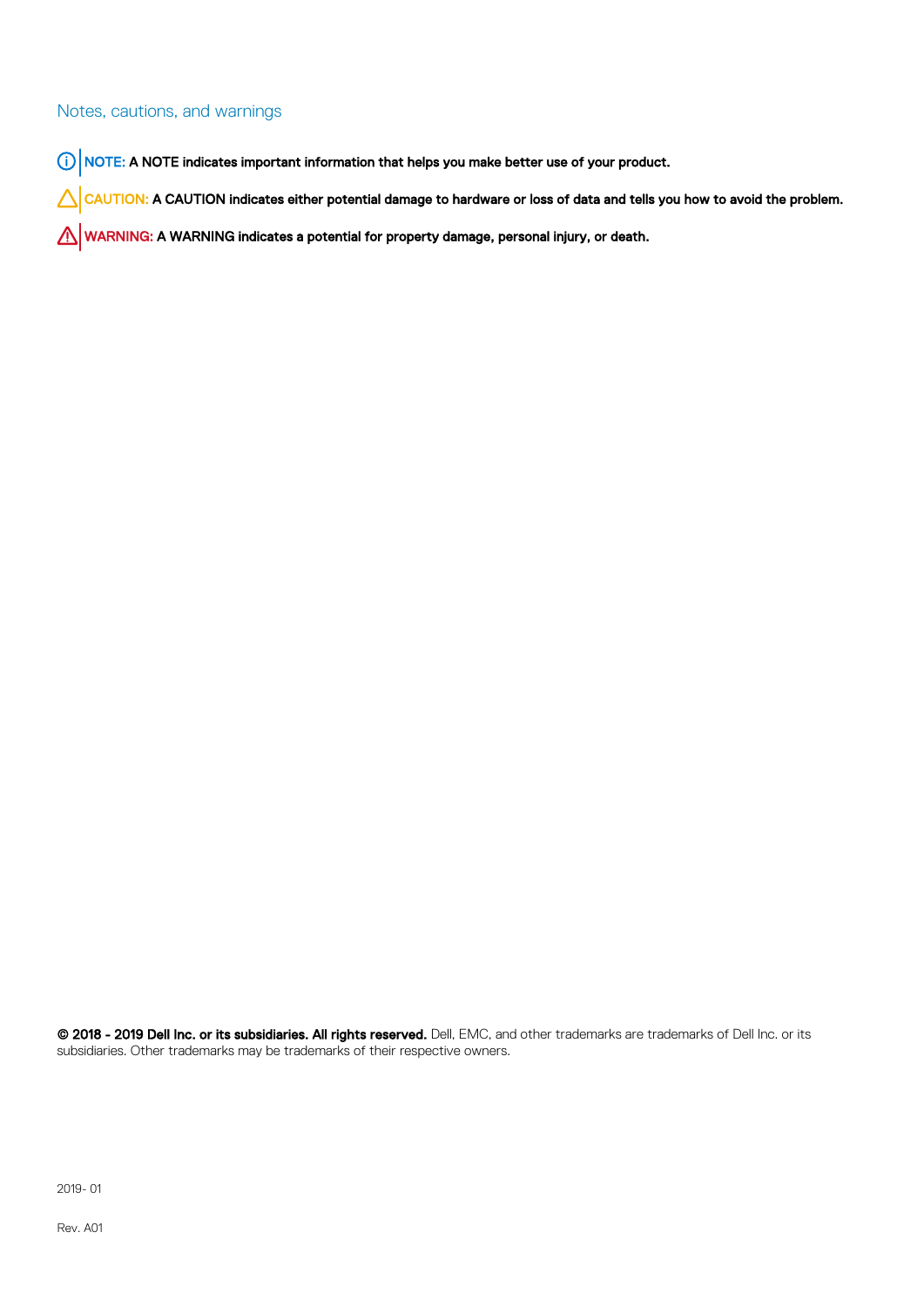## Notes, cautions, and warnings

**NOTE: A NOTE indicates important information that helps you make better use of your product.**

**CAUTION: A CAUTION indicates either potential damage to hardware or loss of data and tells you how to avoid the problem.**

**WARNING: A WARNING indicates a potential for property damage, personal injury, or death.**

**© 2018 - 2019 Dell Inc. or its subsidiaries. All rights reserved.** Dell, EMC, and other trademarks are trademarks of Dell Inc. or its subsidiaries. Other trademarks may be trademarks of their respective owners.

2019- 01

Rev. A01